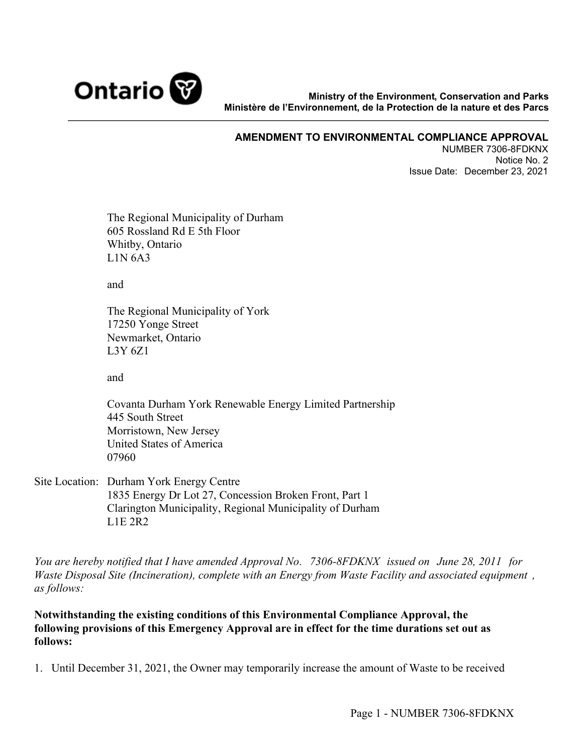Ministry of the Environment, Conservation and Parks
Ministère de l'Environnement, de la Protection de la nature et des Parcs

**AMENDMENT TO ENVIRONMENTAL COMPLIANCE APPROVAL**
NUMBER 7306-8FDKNX
Notice No. 2
Issue Date: December 23, 2021

The Regional Municipality of Durham
605 Rossland Rd E 5th Floor
Whitby, Ontario
L1N 6A3

and

The Regional Municipality of York
17250 Yonge Street
Newmarket, Ontario
L3Y 6Z1

and

Covanta Durham York Renewable Energy Limited Partnership
445 South Street
Morristown, New Jersey
United States of America
07960

Site Location: Durham York Energy Centre
1835 Energy Dr Lot 27, Concession Broken Front, Part 1
Clarington Municipality, Regional Municipality of Durham
L1E 2R2

*You are hereby notified that I have amended Approval No. 7306-8FDKNX issued on June 28, 2011 for Waste Disposal Site (Incineration), complete with an Energy from Waste Facility and associated equipment , as follows:*

**Notwithstanding the existing conditions of this Environmental Compliance Approval, the following provisions of this Emergency Approval are in effect for the time durations set out as follows:**

1. Until December 31, 2021, the Owner may temporarily increase the amount of Waste to be received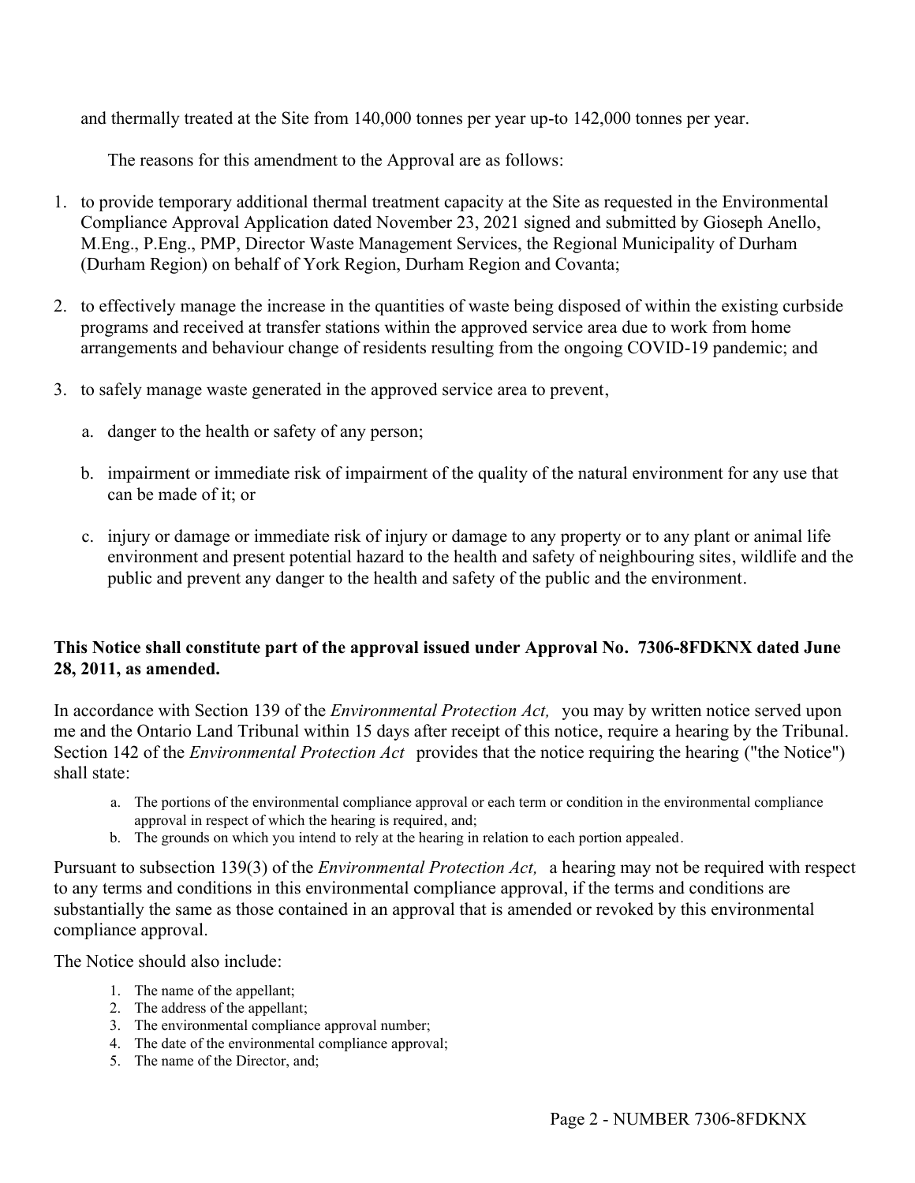and thermally treated at the Site from 140,000 tonnes per year up-to 142,000 tonnes per year.

The reasons for this amendment to the Approval are as follows:

1. to provide temporary additional thermal treatment capacity at the Site as requested in the Environmental Compliance Approval Application dated November 23, 2021 signed and submitted by Gioseph Anello, M.Eng., P.Eng., PMP, Director Waste Management Services, the Regional Municipality of Durham (Durham Region) on behalf of York Region, Durham Region and Covanta;

2. to effectively manage the increase in the quantities of waste being disposed of within the existing curbside programs and received at transfer stations within the approved service area due to work from home arrangements and behaviour change of residents resulting from the ongoing COVID-19 pandemic; and

3. to safely manage waste generated in the approved service area to prevent,

    a. danger to the health or safety of any person;

    b. impairment or immediate risk of impairment of the quality of the natural environment for any use that can be made of it; or

    c. injury or damage or immediate risk of injury or damage to any property or to any plant or animal life environment and present potential hazard to the health and safety of neighbouring sites, wildlife and the public and prevent any danger to the health and safety of the public and the environment.

**This Notice shall constitute part of the approval issued under Approval No. 7306-8FDKNX dated June 28, 2011, as amended.**

In accordance with Section 139 of the *Environmental Protection Act,* you may by written notice served upon me and the Ontario Land Tribunal within 15 days after receipt of this notice, require a hearing by the Tribunal. Section 142 of the *Environmental Protection Act* provides that the notice requiring the hearing ("the Notice") shall state:

a. The portions of the environmental compliance approval or each term or condition in the environmental compliance approval in respect of which the hearing is required, and;
b. The grounds on which you intend to rely at the hearing in relation to each portion appealed.

Pursuant to subsection 139(3) of the *Environmental Protection Act,* a hearing may not be required with respect to any terms and conditions in this environmental compliance approval, if the terms and conditions are substantially the same as those contained in an approval that is amended or revoked by this environmental compliance approval.

The Notice should also include:

1. The name of the appellant;
2. The address of the appellant;
3. The environmental compliance approval number;
4. The date of the environmental compliance approval;
5. The name of the Director, and;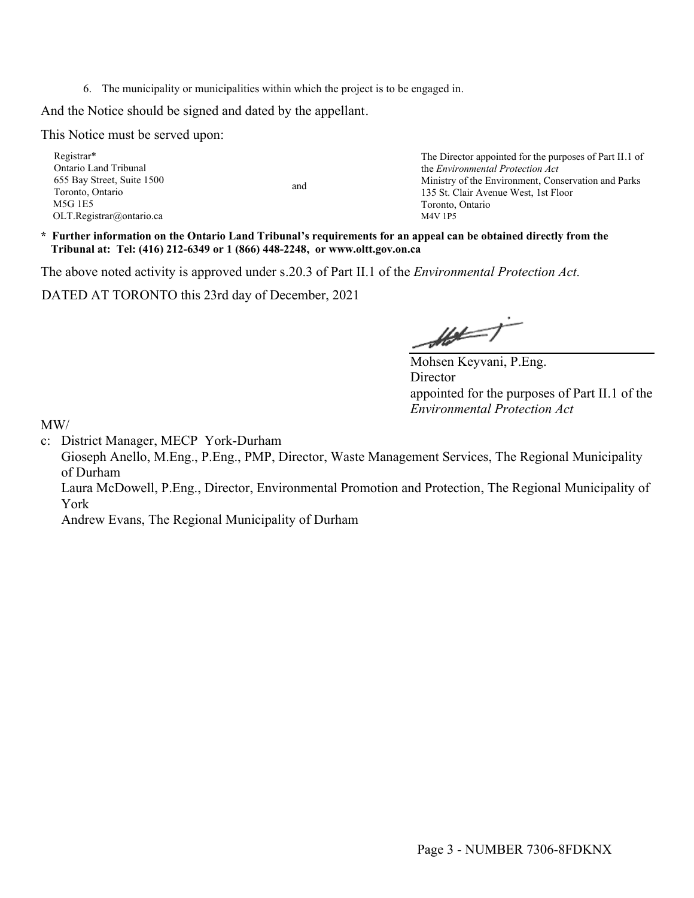6. The municipality or municipalities within which the project is to be engaged in.

And the Notice should be signed and dated by the appellant.

This Notice must be served upon:

| | | |
|---|---|---|
| Registrar*<br>Ontario Land Tribunal<br>655 Bay Street, Suite 1500<br>Toronto, Ontario<br>M5G 1E5<br>OLT.Registrar@ontario.ca | and | The Director appointed for the purposes of Part II.1 of the *Environmental Protection Act*<br>Ministry of the Environment, Conservation and Parks<br>135 St. Clair Avenue West, 1st Floor<br>Toronto, Ontario<br>M4V 1P5 |

**\* Further information on the Ontario Land Tribunal's requirements for an appeal can be obtained directly from the Tribunal at: Tel: (416) 212-6349 or 1 (866) 448-2248, or www.oltt.gov.on.ca**

The above noted activity is approved under s.20.3 of Part II.1 of the *Environmental Protection Act*.

DATED AT TORONTO this 23rd day of December, 2021

Mohsen Keyvani, P.Eng.
Director
appointed for the purposes of Part II.1 of the *Environmental Protection Act*

MW/

c: District Manager, MECP York-Durham
Gioseph Anello, M.Eng., P.Eng., PMP, Director, Waste Management Services, The Regional Municipality of Durham
Laura McDowell, P.Eng., Director, Environmental Promotion and Protection, The Regional Municipality of York
Andrew Evans, The Regional Municipality of Durham